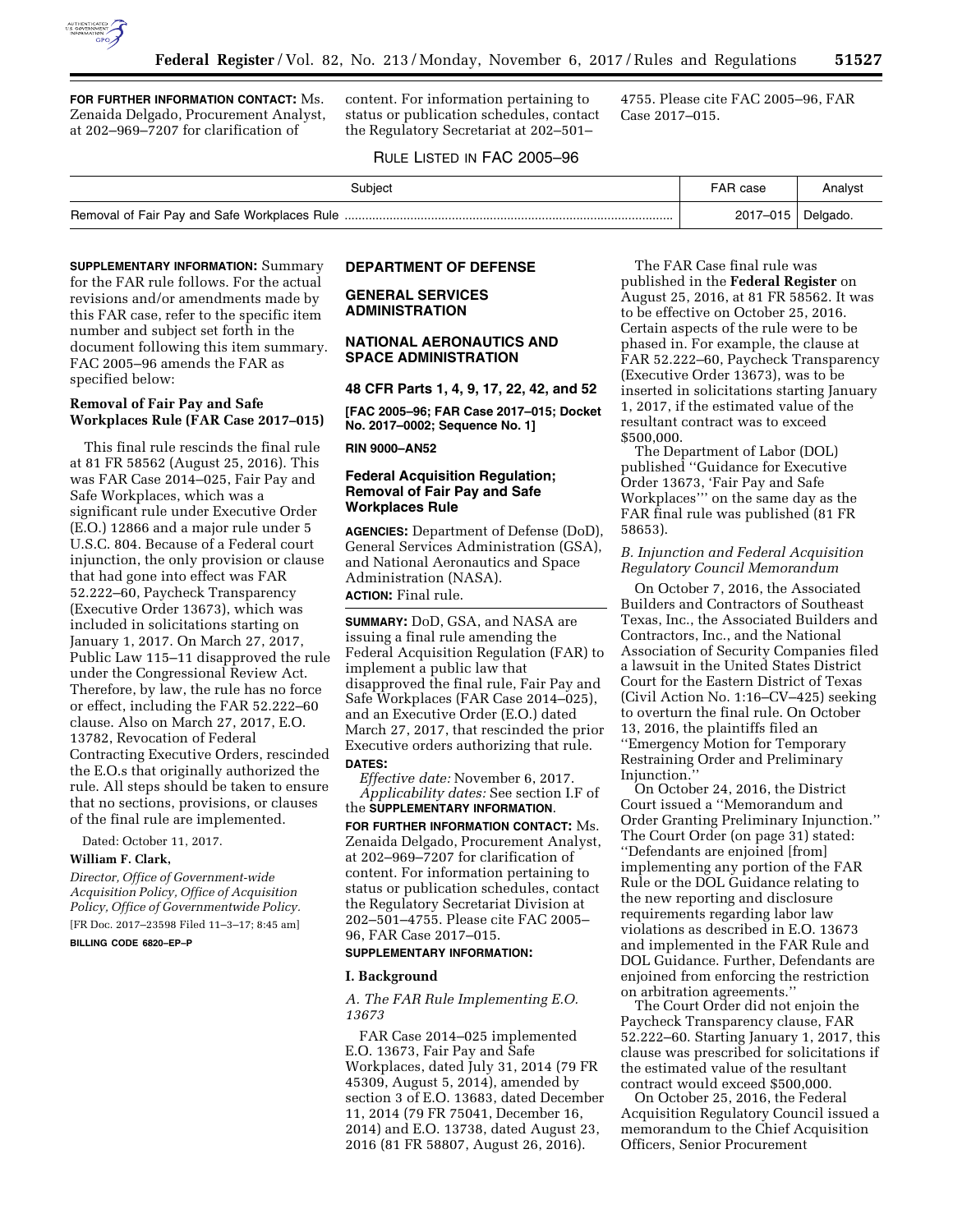**FOR FURTHER INFORMATION CONTACT:** Ms. Zenaida Delgado, Procurement Analyst, at 202–969–7207 for clarification of content. For information pertaining to status or publication schedules, contact the Regulatory Secretariat at 202–501–4755. Please cite FAC 2005–96, FAR Case 2017–015.

RULE LISTED IN FAC 2005–96

| Subject | FAR case | Analyst |
| --- | --- | --- |
| Removal of Fair Pay and Safe Workplaces Rule | 2017–015 | Delgado. |

**SUPPLEMENTARY INFORMATION:** Summary for the FAR rule follows. For the actual revisions and/or amendments made by this FAR case, refer to the specific item number and subject set forth in the document following this item summary. FAC 2005–96 amends the FAR as specified below:

**Removal of Fair Pay and Safe Workplaces Rule (FAR Case 2017–015)**

This final rule rescinds the final rule at 81 FR 58562 (August 25, 2016). This was FAR Case 2014–025, Fair Pay and Safe Workplaces, which was a significant rule under Executive Order (E.O.) 12866 and a major rule under 5 U.S.C. 804. Because of a Federal court injunction, the only provision or clause that had gone into effect was FAR 52.222–60, Paycheck Transparency (Executive Order 13673), which was included in solicitations starting on January 1, 2017. On March 27, 2017, Public Law 115–11 disapproved the rule under the Congressional Review Act. Therefore, by law, the rule has no force or effect, including the FAR 52.222–60 clause. Also on March 27, 2017, E.O. 13782, Revocation of Federal Contracting Executive Orders, rescinded the E.O.s that originally authorized the rule. All steps should be taken to ensure that no sections, provisions, or clauses of the final rule are implemented.

Dated: October 11, 2017.

**William F. Clark,**

*Director, Office of Government-wide Acquisition Policy, Office of Acquisition Policy, Office of Governmentwide Policy.*

[FR Doc. 2017–23598 Filed 11–3–17; 8:45 am]

**BILLING CODE 6820–EP–P**

**DEPARTMENT OF DEFENSE**

**GENERAL SERVICES ADMINISTRATION**

**NATIONAL AERONAUTICS AND SPACE ADMINISTRATION**

**48 CFR Parts 1, 4, 9, 17, 22, 42, and 52**

**[FAC 2005–96; FAR Case 2017–015; Docket No. 2017–0002; Sequence No. 1]**

**RIN 9000–AN52**

## Federal Acquisition Regulation; Removal of Fair Pay and Safe Workplaces Rule

**AGENCIES:** Department of Defense (DoD), General Services Administration (GSA), and National Aeronautics and Space Administration (NASA).

**ACTION:** Final rule.

**SUMMARY:** DoD, GSA, and NASA are issuing a final rule amending the Federal Acquisition Regulation (FAR) to implement a public law that disapproved the final rule, Fair Pay and Safe Workplaces (FAR Case 2014–025), and an Executive Order (E.O.) dated March 27, 2017, that rescinded the prior Executive orders authorizing that rule.

**DATES:**

*Effective date:* November 6, 2017.

*Applicability dates:* See section I.F of the **SUPPLEMENTARY INFORMATION**.

**FOR FURTHER INFORMATION CONTACT:** Ms. Zenaida Delgado, Procurement Analyst, at 202–969–7207 for clarification of content. For information pertaining to status or publication schedules, contact the Regulatory Secretariat Division at 202–501–4755. Please cite FAC 2005–96, FAR Case 2017–015.

**SUPPLEMENTARY INFORMATION:**

### I. Background

*A. The FAR Rule Implementing E.O. 13673*

FAR Case 2014–025 implemented E.O. 13673, Fair Pay and Safe Workplaces, dated July 31, 2014 (79 FR 45309, August 5, 2014), amended by section 3 of E.O. 13683, dated December 11, 2014 (79 FR 75041, December 16, 2014) and E.O. 13738, dated August 23, 2016 (81 FR 58807, August 26, 2016).

The FAR Case final rule was published in the **Federal Register** on August 25, 2016, at 81 FR 58562. It was to be effective on October 25, 2016. Certain aspects of the rule were to be phased in. For example, the clause at FAR 52.222–60, Paycheck Transparency (Executive Order 13673), was to be inserted in solicitations starting January 1, 2017, if the estimated value of the resultant contract was to exceed $500,000.

The Department of Labor (DOL) published ''Guidance for Executive Order 13673, 'Fair Pay and Safe Workplaces''' on the same day as the FAR final rule was published (81 FR 58653).

*B. Injunction and Federal Acquisition Regulatory Council Memorandum*

On October 7, 2016, the Associated Builders and Contractors of Southeast Texas, Inc., the Associated Builders and Contractors, Inc., and the National Association of Security Companies filed a lawsuit in the United States District Court for the Eastern District of Texas (Civil Action No. 1:16–CV–425) seeking to overturn the final rule. On October 13, 2016, the plaintiffs filed an ''Emergency Motion for Temporary Restraining Order and Preliminary Injunction.''

On October 24, 2016, the District Court issued a ''Memorandum and Order Granting Preliminary Injunction.'' The Court Order (on page 31) stated: ''Defendants are enjoined [from] implementing any portion of the FAR Rule or the DOL Guidance relating to the new reporting and disclosure requirements regarding labor law violations as described in E.O. 13673 and implemented in the FAR Rule and DOL Guidance. Further, Defendants are enjoined from enforcing the restriction on arbitration agreements.''

The Court Order did not enjoin the Paycheck Transparency clause, FAR 52.222–60. Starting January 1, 2017, this clause was prescribed for solicitations if the estimated value of the resultant contract would exceed $500,000.

On October 25, 2016, the Federal Acquisition Regulatory Council issued a memorandum to the Chief Acquisition Officers, Senior Procurement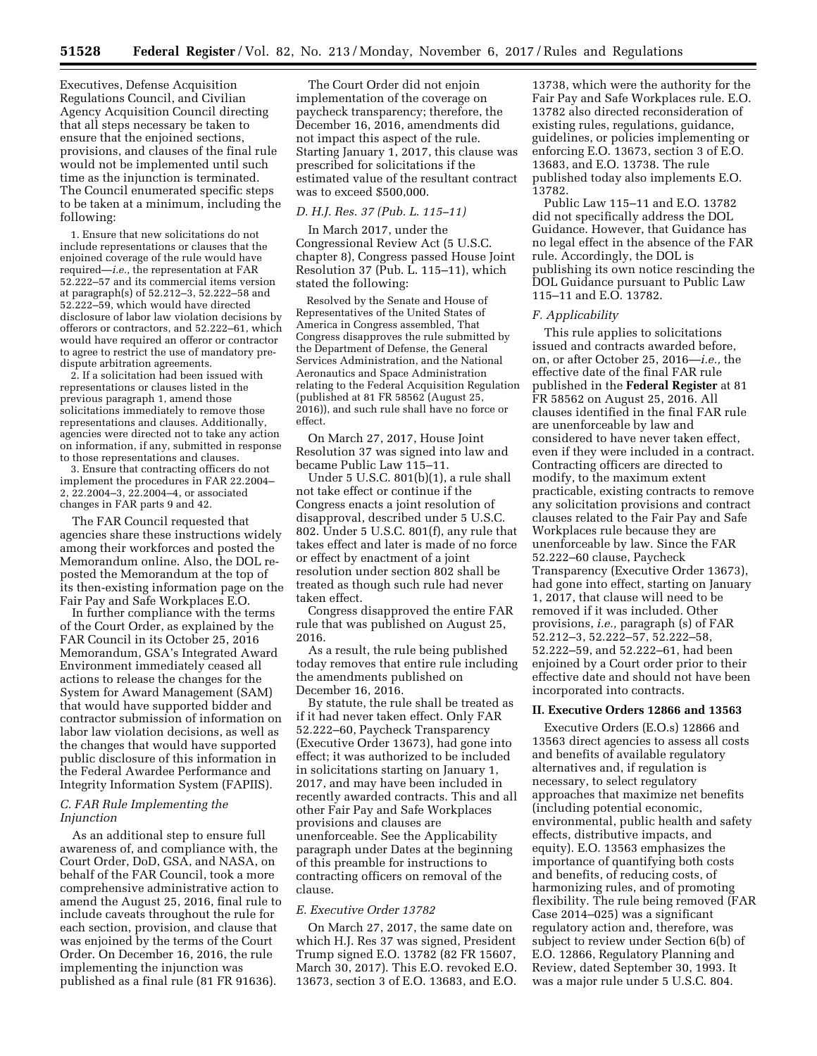Executives, Defense Acquisition Regulations Council, and Civilian Agency Acquisition Council directing that all steps necessary be taken to ensure that the enjoined sections, provisions, and clauses of the final rule would not be implemented until such time as the injunction is terminated. The Council enumerated specific steps to be taken at a minimum, including the following:

1. Ensure that new solicitations do not include representations or clauses that the enjoined coverage of the rule would have required—*i.e.,* the representation at FAR 52.222–57 and its commercial items version at paragraph(s) of 52.212–3, 52.222–58 and 52.222–59, which would have directed disclosure of labor law violation decisions by offerors or contractors, and 52.222–61, which would have required an offeror or contractor to agree to restrict the use of mandatory pre-dispute arbitration agreements.

2. If a solicitation had been issued with representations or clauses listed in the previous paragraph 1, amend those solicitations immediately to remove those representations and clauses. Additionally, agencies were directed not to take any action on information, if any, submitted in response to those representations and clauses.

3. Ensure that contracting officers do not implement the procedures in FAR 22.2004–2, 22.2004–3, 22.2004–4, or associated changes in FAR parts 9 and 42.

The FAR Council requested that agencies share these instructions widely among their workforces and posted the Memorandum online. Also, the DOL re-posted the Memorandum at the top of its then-existing information page on the Fair Pay and Safe Workplaces E.O.

In further compliance with the terms of the Court Order, as explained by the FAR Council in its October 25, 2016 Memorandum, GSA's Integrated Award Environment immediately ceased all actions to release the changes for the System for Award Management (SAM) that would have supported bidder and contractor submission of information on labor law violation decisions, as well as the changes that would have supported public disclosure of this information in the Federal Awardee Performance and Integrity Information System (FAPIIS).

### *C. FAR Rule Implementing the Injunction*

As an additional step to ensure full awareness of, and compliance with, the Court Order, DoD, GSA, and NASA, on behalf of the FAR Council, took a more comprehensive administrative action to amend the August 25, 2016, final rule to include caveats throughout the rule for each section, provision, and clause that was enjoined by the terms of the Court Order. On December 16, 2016, the rule implementing the injunction was published as a final rule (81 FR 91636).

The Court Order did not enjoin implementation of the coverage on paycheck transparency; therefore, the December 16, 2016, amendments did not impact this aspect of the rule. Starting January 1, 2017, this clause was prescribed for solicitations if the estimated value of the resultant contract was to exceed $500,000.

### *D. H.J. Res. 37 (Pub. L. 115–11)*

In March 2017, under the Congressional Review Act (5 U.S.C. chapter 8), Congress passed House Joint Resolution 37 (Pub. L. 115–11), which stated the following:

Resolved by the Senate and House of Representatives of the United States of America in Congress assembled, That Congress disapproves the rule submitted by the Department of Defense, the General Services Administration, and the National Aeronautics and Space Administration relating to the Federal Acquisition Regulation (published at 81 FR 58562 (August 25, 2016)), and such rule shall have no force or effect.

On March 27, 2017, House Joint Resolution 37 was signed into law and became Public Law 115–11.

Under 5 U.S.C. 801(b)(1), a rule shall not take effect or continue if the Congress enacts a joint resolution of disapproval, described under 5 U.S.C. 802. Under 5 U.S.C. 801(f), any rule that takes effect and later is made of no force or effect by enactment of a joint resolution under section 802 shall be treated as though such rule had never taken effect.

Congress disapproved the entire FAR rule that was published on August 25, 2016.

As a result, the rule being published today removes that entire rule including the amendments published on December 16, 2016.

By statute, the rule shall be treated as if it had never taken effect. Only FAR 52.222–60, Paycheck Transparency (Executive Order 13673), had gone into effect; it was authorized to be included in solicitations starting on January 1, 2017, and may have been included in recently awarded contracts. This and all other Fair Pay and Safe Workplaces provisions and clauses are unenforceable. See the Applicability paragraph under Dates at the beginning of this preamble for instructions to contracting officers on removal of the clause.

### *E. Executive Order 13782*

On March 27, 2017, the same date on which H.J. Res 37 was signed, President Trump signed E.O. 13782 (82 FR 15607, March 30, 2017). This E.O. revoked E.O. 13673, section 3 of E.O. 13683, and E.O. 13738, which were the authority for the Fair Pay and Safe Workplaces rule. E.O. 13782 also directed reconsideration of existing rules, regulations, guidance, guidelines, or policies implementing or enforcing E.O. 13673, section 3 of E.O. 13683, and E.O. 13738. The rule published today also implements E.O. 13782.

Public Law 115–11 and E.O. 13782 did not specifically address the DOL Guidance. However, that Guidance has no legal effect in the absence of the FAR rule. Accordingly, the DOL is publishing its own notice rescinding the DOL Guidance pursuant to Public Law 115–11 and E.O. 13782.

### *F. Applicability*

This rule applies to solicitations issued and contracts awarded before, on, or after October 25, 2016—*i.e.,* the effective date of the final FAR rule published in the **Federal Register** at 81 FR 58562 on August 25, 2016. All clauses identified in the final FAR rule are unenforceable by law and considered to have never taken effect, even if they were included in a contract. Contracting officers are directed to modify, to the maximum extent practicable, existing contracts to remove any solicitation provisions and contract clauses related to the Fair Pay and Safe Workplaces rule because they are unenforceable by law. Since the FAR 52.222–60 clause, Paycheck Transparency (Executive Order 13673), had gone into effect, starting on January 1, 2017, that clause will need to be removed if it was included. Other provisions, *i.e.,* paragraph (s) of FAR 52.212–3, 52.222–57, 52.222–58, 52.222–59, and 52.222–61, had been enjoined by a Court order prior to their effective date and should not have been incorporated into contracts.

## II. Executive Orders 12866 and 13563

Executive Orders (E.O.s) 12866 and 13563 direct agencies to assess all costs and benefits of available regulatory alternatives and, if regulation is necessary, to select regulatory approaches that maximize net benefits (including potential economic, environmental, public health and safety effects, distributive impacts, and equity). E.O. 13563 emphasizes the importance of quantifying both costs and benefits, of reducing costs, of harmonizing rules, and of promoting flexibility. The rule being removed (FAR Case 2014–025) was a significant regulatory action and, therefore, was subject to review under Section 6(b) of E.O. 12866, Regulatory Planning and Review, dated September 30, 1993. It was a major rule under 5 U.S.C. 804.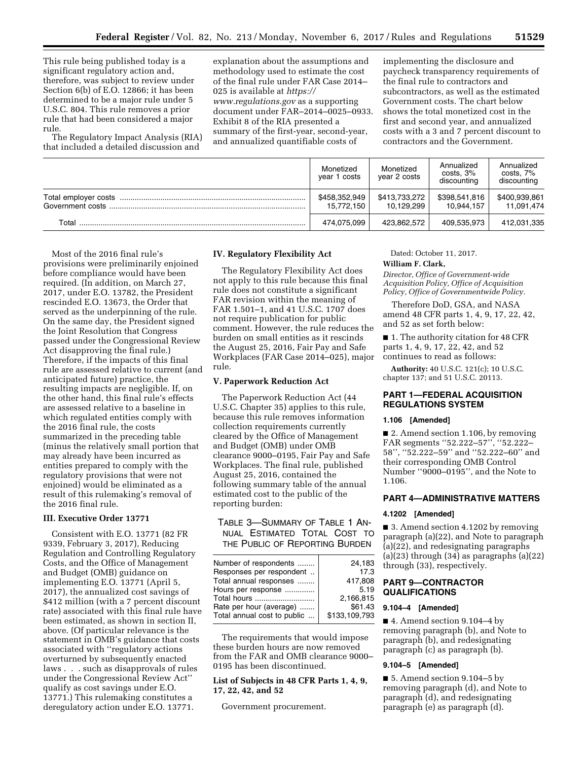This rule being published today is a significant regulatory action and, therefore, was subject to review under Section 6(b) of E.O. 12866; it has been determined to be a major rule under 5 U.S.C. 804. This rule removes a prior rule that had been considered a major rule.

The Regulatory Impact Analysis (RIA) that included a detailed discussion and explanation about the assumptions and methodology used to estimate the cost of the final rule under FAR Case 2014–025 is available at *https://www.regulations.gov* as a supporting document under FAR–2014–0025–0933. Exhibit 8 of the RIA presented a summary of the first-year, second-year, and annualized quantifiable costs of implementing the disclosure and paycheck transparency requirements of the final rule to contractors and subcontractors, as well as the estimated Government costs. The chart below shows the total monetized cost in the first and second year, and annualized costs with a 3 and 7 percent discount to contractors and the Government.

| | Monetized year 1 costs | Monetized year 2 costs | Annualized costs, 3% discounting | Annualized costs, 7% discounting |
|---|---|---|---|---|
| Total employer costs | $458,352,949 | $413,733,272 | $398,541,816 | $400,939,861 |
| Government costs | 15,772,150 | 10,129,299 | 10,944,157 | 11,091,474 |
| Total | 474,075,099 | 423,862,572 | 409,535,973 | 412,031,335 |

Most of the 2016 final rule's provisions were preliminarily enjoined before compliance would have been required. (In addition, on March 27, 2017, under E.O. 13782, the President rescinded E.O. 13673, the Order that served as the underpinning of the rule. On the same day, the President signed the Joint Resolution that Congress passed under the Congressional Review Act disapproving the final rule.) Therefore, if the impacts of this final rule are assessed relative to current (and anticipated future) practice, the resulting impacts are negligible. If, on the other hand, this final rule's effects are assessed relative to a baseline in which regulated entities comply with the 2016 final rule, the costs summarized in the preceding table (minus the relatively small portion that may already have been incurred as entities prepared to comply with the regulatory provisions that were not enjoined) would be eliminated as a result of this rulemaking's removal of the 2016 final rule.

## III. Executive Order 13771

Consistent with E.O. 13771 (82 FR 9339, February 3, 2017), Reducing Regulation and Controlling Regulatory Costs, and the Office of Management and Budget (OMB) guidance on implementing E.O. 13771 (April 5, 2017), the annualized cost savings of $412 million (with a 7 percent discount rate) associated with this final rule have been estimated, as shown in section II, above. (Of particular relevance is the statement in OMB's guidance that costs associated with ''regulatory actions overturned by subsequently enacted laws . . . such as disapprovals of rules under the Congressional Review Act'' qualify as cost savings under E.O. 13771.) This rulemaking constitutes a deregulatory action under E.O. 13771.

## IV. Regulatory Flexibility Act

The Regulatory Flexibility Act does not apply to this rule because this final rule does not constitute a significant FAR revision within the meaning of FAR 1.501–1, and 41 U.S.C. 1707 does not require publication for public comment. However, the rule reduces the burden on small entities as it rescinds the August 25, 2016, Fair Pay and Safe Workplaces (FAR Case 2014–025), major rule.

## V. Paperwork Reduction Act

The Paperwork Reduction Act (44 U.S.C. Chapter 35) applies to this rule, because this rule removes information collection requirements currently cleared by the Office of Management and Budget (OMB) under OMB clearance 9000–0195, Fair Pay and Safe Workplaces. The final rule, published August 25, 2016, contained the following summary table of the annual estimated cost to the public of the reporting burden:

TABLE 3—SUMMARY OF TABLE 1 ANNUAL ESTIMATED TOTAL COST TO THE PUBLIC OF REPORTING BURDEN

| | |
|---|---|
| Number of respondents | 24,183 |
| Responses per respondent | 17.3 |
| Total annual responses | 417,808 |
| Hours per response | 5.19 |
| Total hours | 2,166,815 |
| Rate per hour (average) | $61.43 |
| Total annual cost to public | $133,109,793 |

The requirements that would impose these burden hours are now removed from the FAR and OMB clearance 9000–0195 has been discontinued.

### List of Subjects in 48 CFR Parts 1, 4, 9, 17, 22, 42, and 52

Government procurement.

Dated: October 11, 2017.

**William F. Clark,**

*Director, Office of Government-wide Acquisition Policy, Office of Acquisition Policy, Office of Governmentwide Policy.*

Therefore DoD, GSA, and NASA amend 48 CFR parts 1, 4, 9, 17, 22, 42, and 52 as set forth below:

■ 1. The authority citation for 48 CFR parts 1, 4, 9, 17, 22, 42, and 52 continues to read as follows:

**Authority:** 40 U.S.C. 121(c); 10 U.S.C. chapter 137; and 51 U.S.C. 20113.

## PART 1—FEDERAL ACQUISITION REGULATIONS SYSTEM

### 1.106 [Amended]

■ 2. Amend section 1.106, by removing FAR segments ''52.222–57'', ''52.222–58'', ''52.222–59'' and ''52.222–60'' and their corresponding OMB Control Number ''9000–0195'', and the Note to 1.106.

## PART 4—ADMINISTRATIVE MATTERS

### 4.1202 [Amended]

■ 3. Amend section 4.1202 by removing paragraph (a)(22), and Note to paragraph (a)(22), and redesignating paragraphs (a)(23) through (34) as paragraphs (a)(22) through (33), respectively.

## PART 9—CONTRACTOR QUALIFICATIONS

### 9.104–4 [Amended]

■ 4. Amend section 9.104–4 by removing paragraph (b), and Note to paragraph (b), and redesignating paragraph (c) as paragraph (b).

### 9.104–5 [Amended]

■ 5. Amend section 9.104–5 by removing paragraph (d), and Note to paragraph (d), and redesignating paragraph (e) as paragraph (d).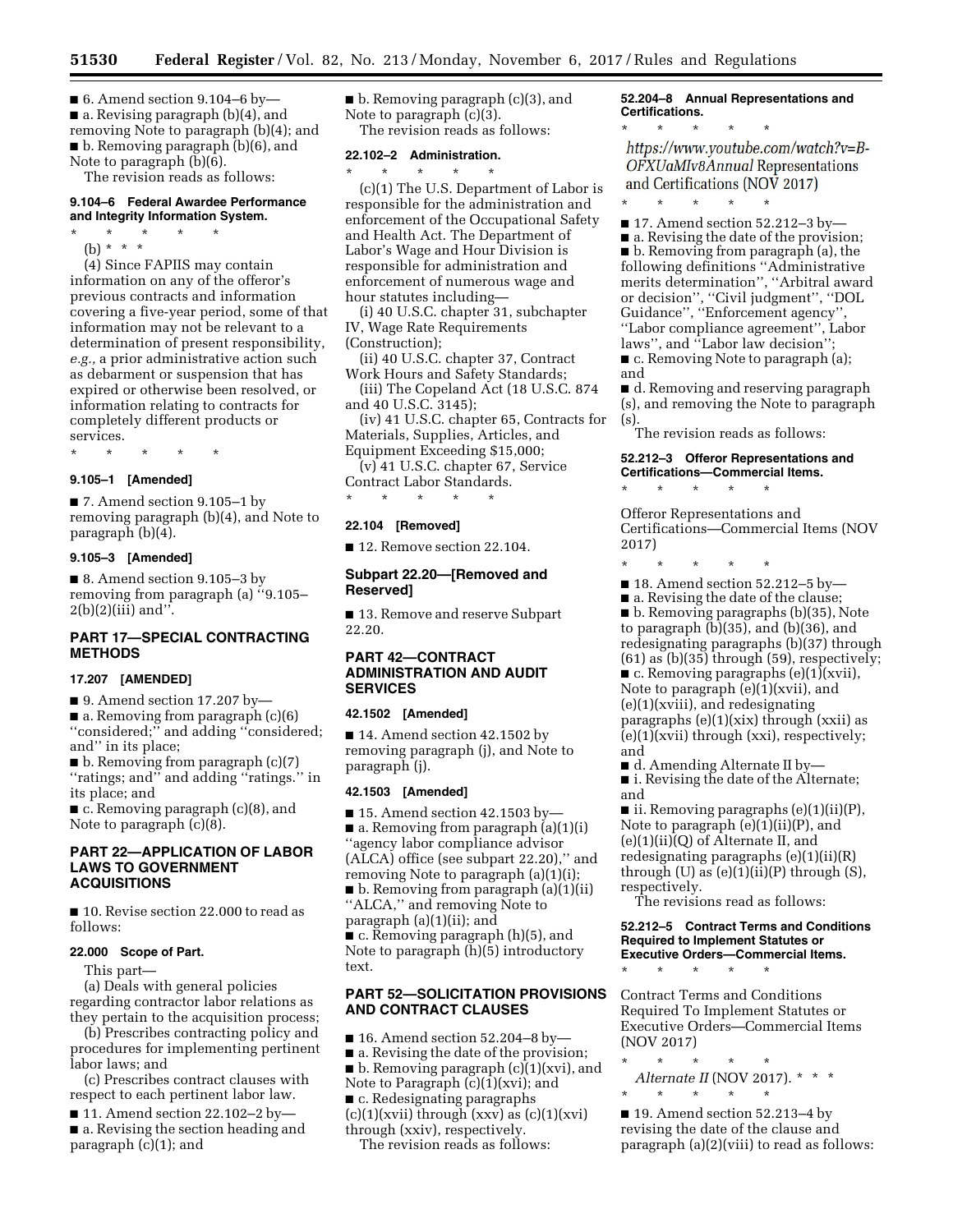■ 6. Amend section 9.104–6 by—

■ a. Revising paragraph (b)(4), and removing Note to paragraph (b)(4); and

■ b. Removing paragraph (b)(6), and Note to paragraph (b)(6).

The revision reads as follows:

### 9.104–6 Federal Awardee Performance and Integrity Information System.

\* \* \* \* \*

(b) \* \* \*

(4) Since FAPIIS may contain information on any of the offeror's previous contracts and information covering a five-year period, some of that information may not be relevant to a determination of present responsibility, *e.g.,* a prior administrative action such as debarment or suspension that has expired or otherwise been resolved, or information relating to contracts for completely different products or services.

\* \* \* \* \*

### 9.105–1 [Amended]

■ 7. Amend section 9.105–1 by removing paragraph (b)(4), and Note to paragraph (b)(4).

### 9.105–3 [Amended]

■ 8. Amend section 9.105–3 by removing from paragraph (a) ''9.105–2(b)(2)(iii) and''.

## PART 17—SPECIAL CONTRACTING METHODS

### 17.207 [AMENDED]

■ 9. Amend section 17.207 by—

■ a. Removing from paragraph (c)(6) ''considered;'' and adding ''considered; and'' in its place;

■ b. Removing from paragraph (c)(7) ''ratings; and'' and adding ''ratings.'' in its place; and

■ c. Removing paragraph (c)(8), and Note to paragraph (c)(8).

## PART 22—APPLICATION OF LABOR LAWS TO GOVERNMENT ACQUISITIONS

■ 10. Revise section 22.000 to read as follows:

### 22.000 Scope of Part.

This part—

(a) Deals with general policies regarding contractor labor relations as they pertain to the acquisition process;

(b) Prescribes contracting policy and procedures for implementing pertinent labor laws; and

(c) Prescribes contract clauses with respect to each pertinent labor law.

■ 11. Amend section 22.102–2 by—

■ a. Revising the section heading and paragraph (c)(1); and

■ b. Removing paragraph (c)(3), and Note to paragraph (c)(3).

The revision reads as follows:

### 22.102–2 Administration.

\* \* \* \* \*

(c)(1) The U.S. Department of Labor is responsible for the administration and enforcement of the Occupational Safety and Health Act. The Department of Labor's Wage and Hour Division is responsible for administration and enforcement of numerous wage and hour statutes including—

(i) 40 U.S.C. chapter 31, subchapter IV, Wage Rate Requirements (Construction);

(ii) 40 U.S.C. chapter 37, Contract Work Hours and Safety Standards;

(iii) The Copeland Act (18 U.S.C. 874 and 40 U.S.C. 3145);

(iv) 41 U.S.C. chapter 65, Contracts for Materials, Supplies, Articles, and Equipment Exceeding $15,000;

(v) 41 U.S.C. chapter 67, Service Contract Labor Standards.

\* \* \* \* \*

### 22.104 [Removed]

■ 12. Remove section 22.104.

## Subpart 22.20—[Removed and Reserved]

■ 13. Remove and reserve Subpart 22.20.

## PART 42—CONTRACT ADMINISTRATION AND AUDIT SERVICES

### 42.1502 [Amended]

■ 14. Amend section 42.1502 by removing paragraph (j), and Note to paragraph (j).

### 42.1503 [Amended]

■ 15. Amend section 42.1503 by—

■ a. Removing from paragraph (a)(1)(i) ''agency labor compliance advisor (ALCA) office (see subpart 22.20),'' and removing Note to paragraph (a)(1)(i);

■ b. Removing from paragraph (a)(1)(ii) ''ALCA,'' and removing Note to paragraph (a)(1)(ii); and

■ c. Removing paragraph (h)(5), and Note to paragraph (h)(5) introductory text.

## PART 52—SOLICITATION PROVISIONS AND CONTRACT CLAUSES

■ 16. Amend section 52.204–8 by—

■ a. Revising the date of the provision;

■ b. Removing paragraph (c)(1)(xvi), and Note to Paragraph (c)(1)(xvi); and

■ c. Redesignating paragraphs (c)(1)(xvii) through (xxv) as (c)(1)(xvi) through (xxiv), respectively.

The revision reads as follows:

### 52.204–8 Annual Representations and Certifications.

\* \* \* \* \*

*https://www.youtube.com/watch?v=B-OFXUaMIv8Annual* Representations and Certifications (NOV 2017)

\* \* \* \* \*

■ 17. Amend section 52.212–3 by—

■ a. Revising the date of the provision;

■ b. Removing from paragraph (a), the following definitions ''Administrative merits determination'', ''Arbitral award or decision'', ''Civil judgment'', ''DOL Guidance'', ''Enforcement agency'', ''Labor compliance agreement'', Labor laws'', and ''Labor law decision'';

■ c. Removing Note to paragraph (a); and

■ d. Removing and reserving paragraph (s), and removing the Note to paragraph (s).

The revision reads as follows:

### 52.212–3 Offeror Representations and Certifications—Commercial Items.

\* \* \* \* \*

Offeror Representations and Certifications—Commercial Items (NOV 2017)

\* \* \* \* \*

■ 18. Amend section 52.212–5 by—

■ a. Revising the date of the clause;

■ b. Removing paragraphs (b)(35), Note to paragraph (b)(35), and (b)(36), and redesignating paragraphs (b)(37) through (61) as (b)(35) through (59), respectively;

■ c. Removing paragraphs (e)(1)(xvii), Note to paragraph (e)(1)(xvii), and (e)(1)(xviii), and redesignating paragraphs (e)(1)(xix) through (xxii) as (e)(1)(xvii) through (xxi), respectively; and

■ d. Amending Alternate II by—

■ i. Revising the date of the Alternate; and

■ ii. Removing paragraphs (e)(1)(ii)(P), Note to paragraph (e)(1)(ii)(P), and (e)(1)(ii)(Q) of Alternate II, and redesignating paragraphs (e)(1)(ii)(R) through (U) as (e)(1)(ii)(P) through (S), respectively.

The revisions read as follows:

### 52.212–5 Contract Terms and Conditions Required to Implement Statutes or Executive Orders—Commercial Items.

\* \* \* \* \*

Contract Terms and Conditions Required To Implement Statutes or Executive Orders—Commercial Items (NOV 2017)

\* \* \* \* \*

*Alternate II* (NOV 2017). \* \* \*

\* \* \* \* \*

■ 19. Amend section 52.213–4 by revising the date of the clause and paragraph (a)(2)(viii) to read as follows: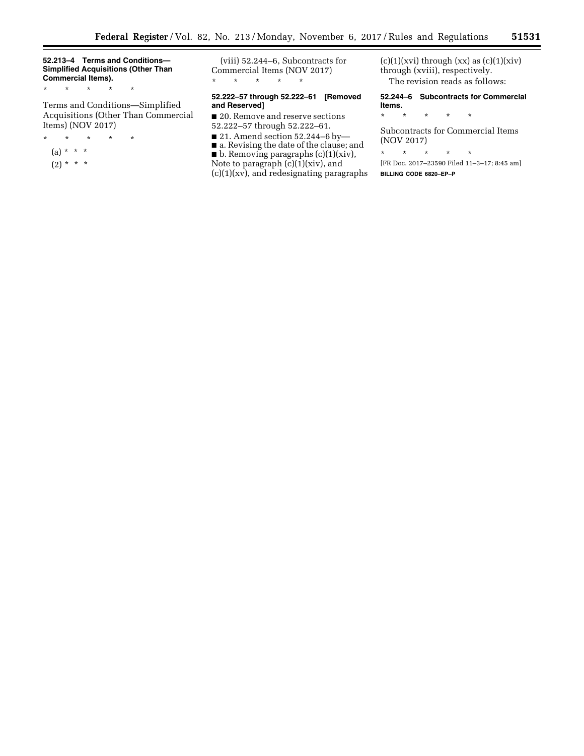**52.213–4 Terms and Conditions—Simplified Acquisitions (Other Than Commercial Items).**

\* \* \* \* \*

Terms and Conditions—Simplified Acquisitions (Other Than Commercial Items) (NOV 2017)

\* \* \* \* \*

(a) \* \* \*

(2) \* \* \*

(viii) 52.244–6, Subcontracts for Commercial Items (NOV 2017)

\* \* \* \* \*

**52.222–57 through 52.222–61 [Removed and Reserved]**

■ 20. Remove and reserve sections 52.222–57 through 52.222–61.

■ 21. Amend section 52.244–6 by—

■ a. Revising the date of the clause; and

■ b. Removing paragraphs (c)(1)(xiv), Note to paragraph (c)(1)(xiv), and (c)(1)(xv), and redesignating paragraphs (c)(1)(xvi) through (xx) as (c)(1)(xiv) through (xviii), respectively.

The revision reads as follows:

**52.244–6 Subcontracts for Commercial Items.**

\* \* \* \* \*

Subcontracts for Commercial Items (NOV 2017)

\* \* \* \* \*

[FR Doc. 2017–23590 Filed 11–3–17; 8:45 am]

**BILLING CODE 6820–EP–P**